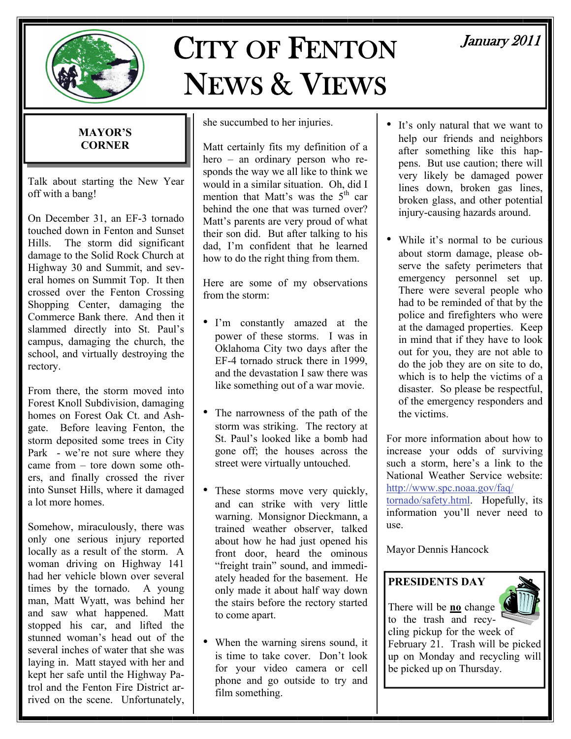# City of Fenton News & Views

*January 2011*

## MAYOR'S CORNER

Talk about starting the New Year off with a bang!

On December 31, an EF-3 tornado touched down in Fenton and Sunset Hills. The storm did significant damage to the Solid Rock Church at Highway 30 and Summit, and several homes on Summit Top. It then crossed over the Fenton Crossing Shopping Center, damaging the Commerce Bank there. And then it slammed directly into St. Paul's campus, damaging the church, the school, and virtually destroying the rectory.

From there, the storm moved into Forest Knoll Subdivision, damaging homes on Forest Oak Ct. and Ashgate. Before leaving Fenton, the storm deposited some trees in City Park - we're not sure where they came from – tore down some others, and finally crossed the river into Sunset Hills, where it damaged a lot more homes.

Somehow, miraculously, there was only one serious injury reported locally as a result of the storm. A woman driving on Highway 141 had her vehicle blown over several times by the tornado. A young man, Matt Wyatt, was behind her and saw what happened. Matt stopped his car, and lifted the stunned woman's head out of the several inches of water that she was laying in. Matt stayed with her and kept her safe until the Highway Patrol and the Fenton Fire District arrived on the scene. Unfortunately, she succumbed to her injuries.

Matt certainly fits my definition of a hero – an ordinary person who responds the way we all like to think we would in a similar situation. Oh, did I mention that Matt's was the 5th car behind the one that was turned over? Matt's parents are very proud of what their son did. But after talking to his dad, I'm confident that he learned how to do the right thing from them.

Here are some of my observations from the storm:

- I'm constantly amazed at the power of these storms. I was in Oklahoma City two days after the EF-4 tornado struck there in 1999, and the devastation I saw there was like something out of a war movie.
- The narrowness of the path of the storm was striking. The rectory at St. Paul's looked like a bomb had gone off; the houses across the street were virtually untouched.
- These storms move very quickly, and can strike with very little warning. Monsignor Dieckmann, a trained weather observer, talked about how he had just opened his front door, heard the ominous "freight train" sound, and immediately headed for the basement. He only made it about half way down the stairs before the rectory started to come apart.
- When the warning sirens sound, it is time to take cover. Don't look for your video camera or cell phone and go outside to try and film something.
- It's only natural that we want to help our friends and neighbors after something like this happens. But use caution; there will very likely be damaged power lines down, broken gas lines, broken glass, and other potential injury-causing hazards around.
- While it's normal to be curious about storm damage, please observe the safety perimeters that emergency personnel set up. There were several people who had to be reminded of that by the police and firefighters who were at the damaged properties. Keep in mind that if they have to look out for you, they are not able to do the job they are on site to do, which is to help the victims of a disaster. So please be respectful, of the emergency responders and the victims.

For more information about how to increase your odds of surviving such a storm, here's a link to the National Weather Service website: http://www.spc.noaa.gov/faq/tornado/safety.html. Hopefully, its information you'll never need to use.

Mayor Dennis Hancock

## PRESIDENTS DAY

There will be **no** change to the trash and recycling pickup for the week of February 21. Trash will be picked up on Monday and recycling will be picked up on Thursday.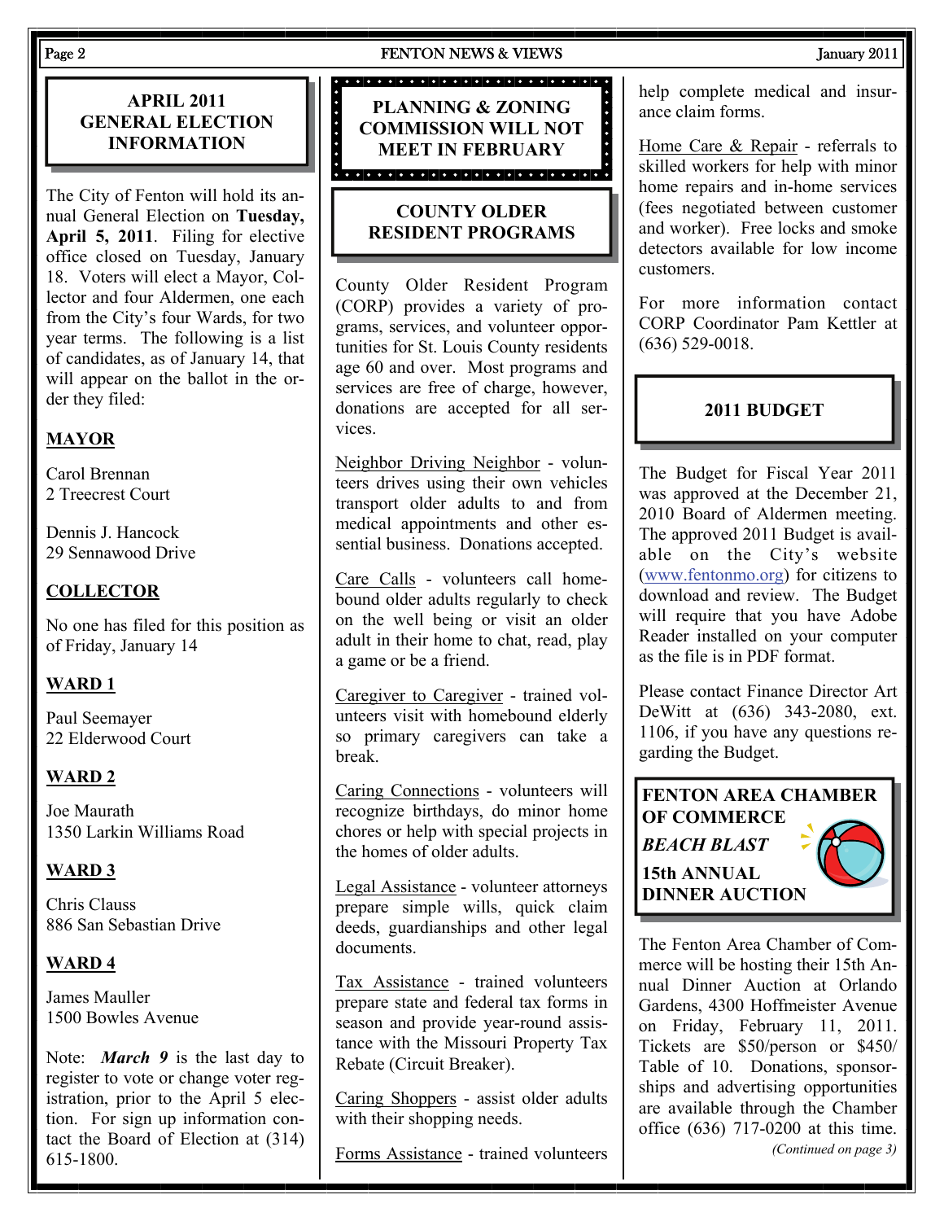## APRIL 2011 GENERAL ELECTION INFORMATION

The City of Fenton will hold its annual General Election on **Tuesday, April 5, 2011**. Filing for elective office closed on Tuesday, January 18. Voters will elect a Mayor, Collector and four Aldermen, one each from the City's four Wards, for two year terms. The following is a list of candidates, as of January 14, that will appear on the ballot in the order they filed:

**MAYOR**

Carol Brennan
2 Treecrest Court

Dennis J. Hancock
29 Sennawood Drive

**COLLECTOR**

No one has filed for this position as of Friday, January 14

**WARD 1**

Paul Seemayer
22 Elderwood Court

**WARD 2**

Joe Maurath
1350 Larkin Williams Road

**WARD 3**

Chris Clauss
886 San Sebastian Drive

**WARD 4**

James Mauller
1500 Bowles Avenue

Note: ***March 9*** is the last day to register to vote or change voter registration, prior to the April 5 election. For sign up information contact the Board of Election at (314) 615-1800.

## PLANNING & ZONING COMMISSION WILL NOT MEET IN FEBRUARY

## COUNTY OLDER RESIDENT PROGRAMS

County Older Resident Program (CORP) provides a variety of programs, services, and volunteer opportunities for St. Louis County residents age 60 and over. Most programs and services are free of charge, however, donations are accepted for all services.

Neighbor Driving Neighbor - volunteers drives using their own vehicles transport older adults to and from medical appointments and other essential business. Donations accepted.

Care Calls - volunteers call homebound older adults regularly to check on the well being or visit an older adult in their home to chat, read, play a game or be a friend.

Caregiver to Caregiver - trained volunteers visit with homebound elderly so primary caregivers can take a break.

Caring Connections - volunteers will recognize birthdays, do minor home chores or help with special projects in the homes of older adults.

Legal Assistance - volunteer attorneys prepare simple wills, quick claim deeds, guardianships and other legal documents.

Tax Assistance - trained volunteers prepare state and federal tax forms in season and provide year-round assistance with the Missouri Property Tax Rebate (Circuit Breaker).

Caring Shoppers - assist older adults with their shopping needs.

Forms Assistance - trained volunteers help complete medical and insurance claim forms.

Home Care & Repair - referrals to skilled workers for help with minor home repairs and in-home services (fees negotiated between customer and worker). Free locks and smoke detectors available for low income customers.

For more information contact CORP Coordinator Pam Kettler at (636) 529-0018.

## 2011 BUDGET

The Budget for Fiscal Year 2011 was approved at the December 21, 2010 Board of Aldermen meeting. The approved 2011 Budget is available on the City's website (www.fentonmo.org) for citizens to download and review. The Budget will require that you have Adobe Reader installed on your computer as the file is in PDF format.

Please contact Finance Director Art DeWitt at (636) 343-2080, ext. 1106, if you have any questions regarding the Budget.

## FENTON AREA CHAMBER OF COMMERCE *BEACH BLAST* 15th ANNUAL DINNER AUCTION

The Fenton Area Chamber of Commerce will be hosting their 15th Annual Dinner Auction at Orlando Gardens, 4300 Hoffmeister Avenue on Friday, February 11, 2011. Tickets are $50/person or $450/ Table of 10. Donations, sponsorships and advertising opportunities are available through the Chamber office (636) 717-0200 at this time.

*(Continued on page 3)*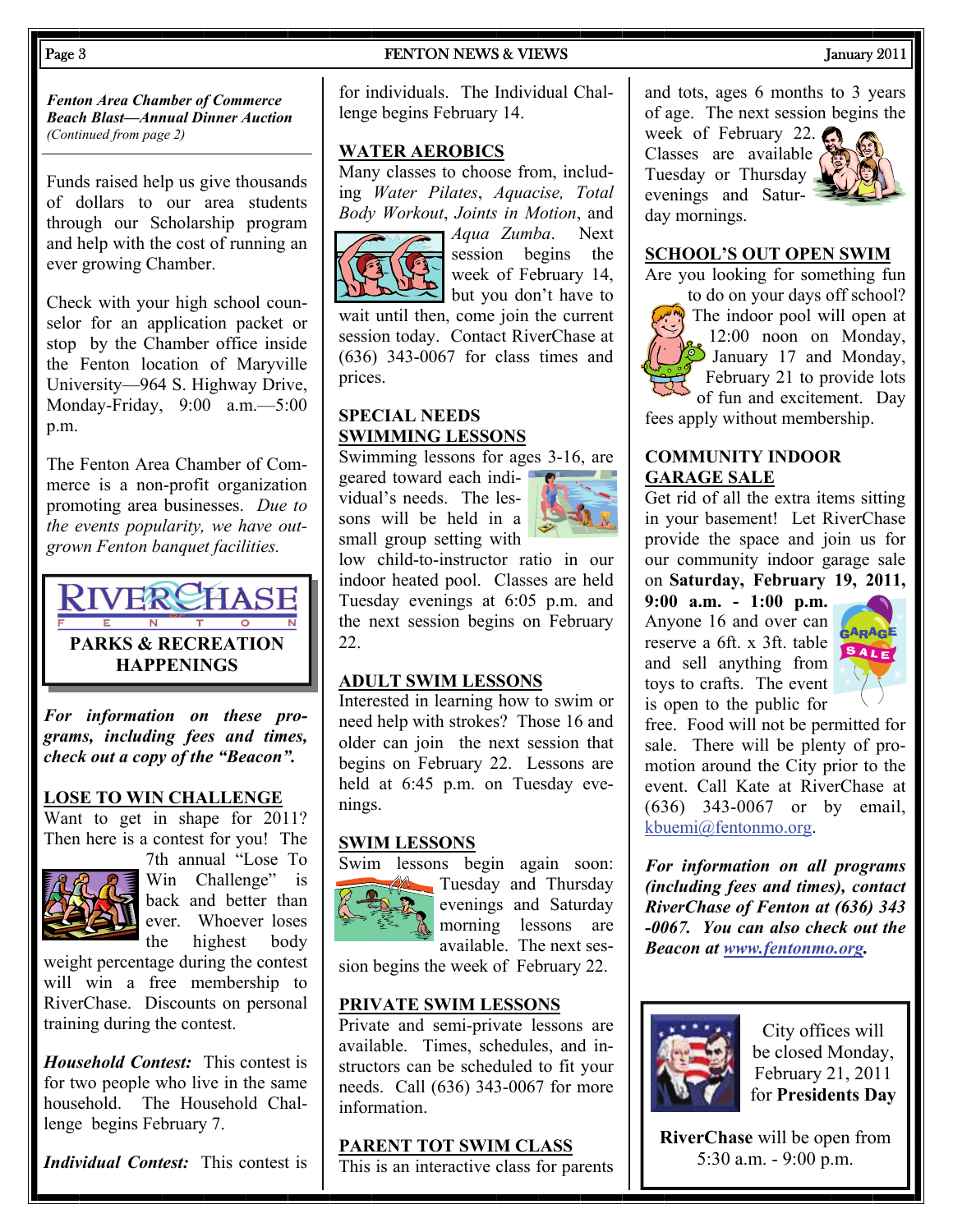*Fenton Area Chamber of Commerce Beach Blast—Annual Dinner Auction*
*(Continued from page 2)*

Funds raised help us give thousands of dollars to our area students through our Scholarship program and help with the cost of running an ever growing Chamber.

Check with your high school counselor for an application packet or stop by the Chamber office inside the Fenton location of Maryville University—964 S. Highway Drive, Monday-Friday, 9:00 a.m.—5:00 p.m.

The Fenton Area Chamber of Commerce is a non-profit organization promoting area businesses. *Due to the events popularity, we have outgrown Fenton banquet facilities.*

# RIVERCHASE FENTON
## PARKS & RECREATION HAPPENINGS

***For information on these programs, including fees and times, check out a copy of the "Beacon".***

**LOSE TO WIN CHALLENGE**

Want to get in shape for 2011? Then here is a contest for you! The 7th annual "Lose To Win Challenge" is back and better than ever. Whoever loses the highest body weight percentage during the contest will win a free membership to RiverChase. Discounts on personal training during the contest.

***Household Contest:*** This contest is for two people who live in the same household. The Household Challenge begins February 7.

***Individual Contest:*** This contest is for individuals. The Individual Challenge begins February 14.

**WATER AEROBICS**

Many classes to choose from, including *Water Pilates*, *Aquacise, Total Body Workout*, *Joints in Motion*, and *Aqua Zumba*. Next session begins the week of February 14, but you don't have to wait until then, come join the current session today. Contact RiverChase at (636) 343-0067 for class times and prices.

**SPECIAL NEEDS SWIMMING LESSONS**

Swimming lessons for ages 3-16, are geared toward each individual's needs. The lessons will be held in a small group setting with low child-to-instructor ratio in our indoor heated pool. Classes are held Tuesday evenings at 6:05 p.m. and the next session begins on February 22.

**ADULT SWIM LESSONS**

Interested in learning how to swim or need help with strokes? Those 16 and older can join the next session that begins on February 22. Lessons are held at 6:45 p.m. on Tuesday evenings.

**SWIM LESSONS**

Swim lessons begin again soon: Tuesday and Thursday evenings and Saturday morning lessons are available. The next session begins the week of February 22.

**PRIVATE SWIM LESSONS**

Private and semi-private lessons are available. Times, schedules, and instructors can be scheduled to fit your needs. Call (636) 343-0067 for more information.

**PARENT TOT SWIM CLASS**

This is an interactive class for parents and tots, ages 6 months to 3 years of age. The next session begins the week of February 22. Classes are available Tuesday or Thursday evenings and Saturday mornings.

**SCHOOL'S OUT OPEN SWIM**

Are you looking for something fun to do on your days off school? The indoor pool will open at 12:00 noon on Monday, January 17 and Monday, February 21 to provide lots of fun and excitement. Day fees apply without membership.

**COMMUNITY INDOOR GARAGE SALE**

Get rid of all the extra items sitting in your basement! Let RiverChase provide the space and join us for our community indoor garage sale on **Saturday, February 19, 2011, 9:00 a.m. - 1:00 p.m.** Anyone 16 and over can reserve a 6ft. x 3ft. table and sell anything from toys to crafts. The event is open to the public for free. Food will not be permitted for sale. There will be plenty of promotion around the City prior to the event. Call Kate at RiverChase at (636) 343-0067 or by email, kbuemi@fentonmo.org.

***For information on all programs (including fees and times), contact RiverChase of Fenton at (636) 343-0067. You can also check out the Beacon at www.fentonmo.org.***

City offices will be closed Monday, February 21, 2011 for **Presidents Day**

**RiverChase** will be open from 5:30 a.m. - 9:00 p.m.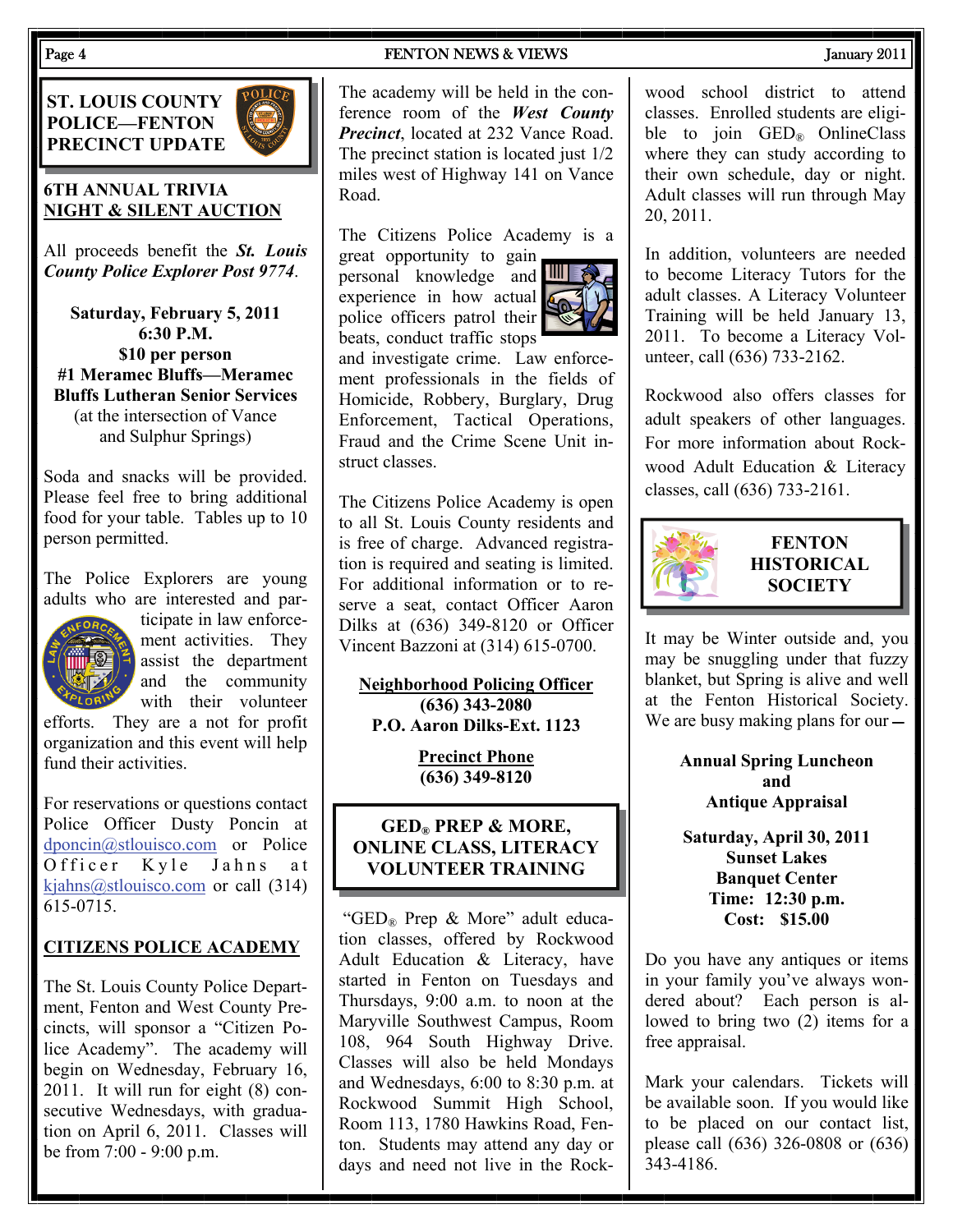## ST. LOUIS COUNTY POLICE—FENTON PRECINCT UPDATE

### 6TH ANNUAL TRIVIA NIGHT & SILENT AUCTION

All proceeds benefit the ***St. Louis County Police Explorer Post 9774***.

**Saturday, February 5, 2011**
**6:30 P.M.**
**$10 per person**
**#1 Meramec Bluffs—Meramec Bluffs Lutheran Senior Services**
(at the intersection of Vance and Sulphur Springs)

Soda and snacks will be provided. Please feel free to bring additional food for your table. Tables up to 10 person permitted.

The Police Explorers are young adults who are interested and participate in law enforcement activities. They assist the department and the community with their volunteer efforts. They are a not for profit organization and this event will help fund their activities.

For reservations or questions contact Police Officer Dusty Poncin at dponcin@stlouisco.com or Police Officer Kyle Jahns at kjahns@stlouisco.com or call (314) 615-0715.

### CITIZENS POLICE ACADEMY

The St. Louis County Police Department, Fenton and West County Precincts, will sponsor a "Citizen Police Academy". The academy will begin on Wednesday, February 16, 2011. It will run for eight (8) consecutive Wednesdays, with graduation on April 6, 2011. Classes will be from 7:00 - 9:00 p.m.

The academy will be held in the conference room of the ***West County Precinct***, located at 232 Vance Road. The precinct station is located just 1/2 miles west of Highway 141 on Vance Road.

The Citizens Police Academy is a great opportunity to gain personal knowledge and experience in how actual police officers patrol their beats, conduct traffic stops and investigate crime. Law enforcement professionals in the fields of Homicide, Robbery, Burglary, Drug Enforcement, Tactical Operations, Fraud and the Crime Scene Unit instruct classes.

The Citizens Police Academy is open to all St. Louis County residents and is free of charge. Advanced registration is required and seating is limited. For additional information or to reserve a seat, contact Officer Aaron Dilks at (636) 349-8120 or Officer Vincent Bazzoni at (314) 615-0700.

**Neighborhood Policing Officer**
**(636) 343-2080**
**P.O. Aaron Dilks-Ext. 1123**

**Precinct Phone**
**(636) 349-8120**

## GED® PREP & MORE, ONLINE CLASS, LITERACY VOLUNTEER TRAINING

"GED® Prep & More" adult education classes, offered by Rockwood Adult Education & Literacy, have started in Fenton on Tuesdays and Thursdays, 9:00 a.m. to noon at the Maryville Southwest Campus, Room 108, 964 South Highway Drive. Classes will also be held Mondays and Wednesdays, 6:00 to 8:30 p.m. at Rockwood Summit High School, Room 113, 1780 Hawkins Road, Fenton. Students may attend any day or days and need not live in the Rockwood school district to attend classes. Enrolled students are eligible to join GED® OnlineClass where they can study according to their own schedule, day or night. Adult classes will run through May 20, 2011.

In addition, volunteers are needed to become Literacy Tutors for the adult classes. A Literacy Volunteer Training will be held January 13, 2011. To become a Literacy Volunteer, call (636) 733-2162.

Rockwood also offers classes for adult speakers of other languages. For more information about Rockwood Adult Education & Literacy classes, call (636) 733-2161.

## FENTON HISTORICAL SOCIETY

It may be Winter outside and, you may be snuggling under that fuzzy blanket, but Spring is alive and well at the Fenton Historical Society. We are busy making plans for our –

**Annual Spring Luncheon**
**and**
**Antique Appraisal**

**Saturday, April 30, 2011**
**Sunset Lakes**
**Banquet Center**
**Time: 12:30 p.m.**
**Cost: $15.00**

Do you have any antiques or items in your family you've always wondered about? Each person is allowed to bring two (2) items for a free appraisal.

Mark your calendars. Tickets will be available soon. If you would like to be placed on our contact list, please call (636) 326-0808 or (636) 343-4186.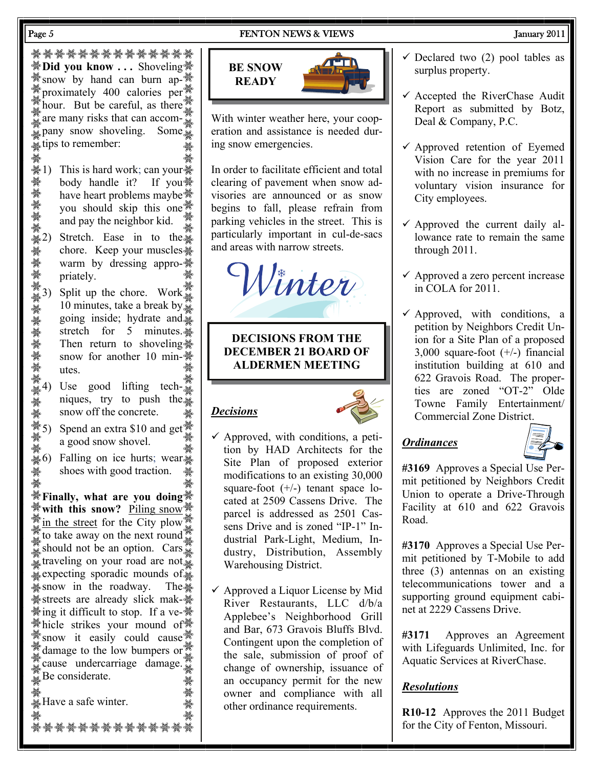**Did you know . . .** Shoveling snow by hand can burn approximately 400 calories per hour. But be careful, as there are many risks that can accompany snow shoveling. Some tips to remember:

1) This is hard work; can your body handle it? If you have heart problems maybe you should skip this one and pay the neighbor kid.
2) Stretch. Ease in to the chore. Keep your muscles warm by dressing appropriately.
3) Split up the chore. Work 10 minutes, take a break by going inside; hydrate and stretch for 5 minutes. Then return to shoveling snow for another 10 minutes.
4) Use good lifting techniques, try to push the snow off the concrete.
5) Spend an extra $10 and get a good snow shovel.
6) Falling on ice hurts; wear shoes with good traction.

**Finally, what are you doing with this snow?** Piling snow in the street for the City plow to take away on the next round should not be an option. Cars traveling on your road are not expecting sporadic mounds of snow in the roadway. The streets are already slick making it difficult to stop. If a vehicle strikes your mound of snow it easily could cause damage to the low bumpers or cause undercarriage damage. Be considerate.

Have a safe winter.

## BE SNOW READY

With winter weather here, your cooperation and assistance is needed during snow emergencies.

In order to facilitate efficient and total clearing of pavement when snow advisories are announced or as snow begins to fall, please refrain from parking vehicles in the street. This is particularly important in cul-de-sacs and areas with narrow streets.

Winter

## DECISIONS FROM THE DECEMBER 21 BOARD OF ALDERMEN MEETING

### *Decisions*

- ✓ Approved, with conditions, a petition by HAD Architects for the Site Plan of proposed exterior modifications to an existing 30,000 square-foot (+/-) tenant space located at 2509 Cassens Drive. The parcel is addressed as 2501 Cassens Drive and is zoned "IP-1" Industrial Park-Light, Medium, Industry, Distribution, Assembly Warehousing District.
- ✓ Approved a Liquor License by Mid River Restaurants, LLC d/b/a Applebee's Neighborhood Grill and Bar, 673 Gravois Bluffs Blvd. Contingent upon the completion of the sale, submission of proof of change of ownership, issuance of an occupancy permit for the new owner and compliance with all other ordinance requirements.
- ✓ Declared two (2) pool tables as surplus property.
- ✓ Accepted the RiverChase Audit Report as submitted by Botz, Deal & Company, P.C.
- ✓ Approved retention of Eyemed Vision Care for the year 2011 with no increase in premiums for voluntary vision insurance for City employees.
- ✓ Approved the current daily allowance rate to remain the same through 2011.
- ✓ Approved a zero percent increase in COLA for 2011.
- ✓ Approved, with conditions, a petition by Neighbors Credit Union for a Site Plan of a proposed 3,000 square-foot (+/-) financial institution building at 610 and 622 Gravois Road. The properties are zoned "OT-2" Olde Towne Family Entertainment/ Commercial Zone District.

### *Ordinances*

**#3169** Approves a Special Use Permit petitioned by Neighbors Credit Union to operate a Drive-Through Facility at 610 and 622 Gravois Road.

**#3170** Approves a Special Use Permit petitioned by T-Mobile to add three (3) antennas on an existing telecommunications tower and a supporting ground equipment cabinet at 2229 Cassens Drive.

**#3171** Approves an Agreement with Lifeguards Unlimited, Inc. for Aquatic Services at RiverChase.

### *Resolutions*

**R10-12** Approves the 2011 Budget for the City of Fenton, Missouri.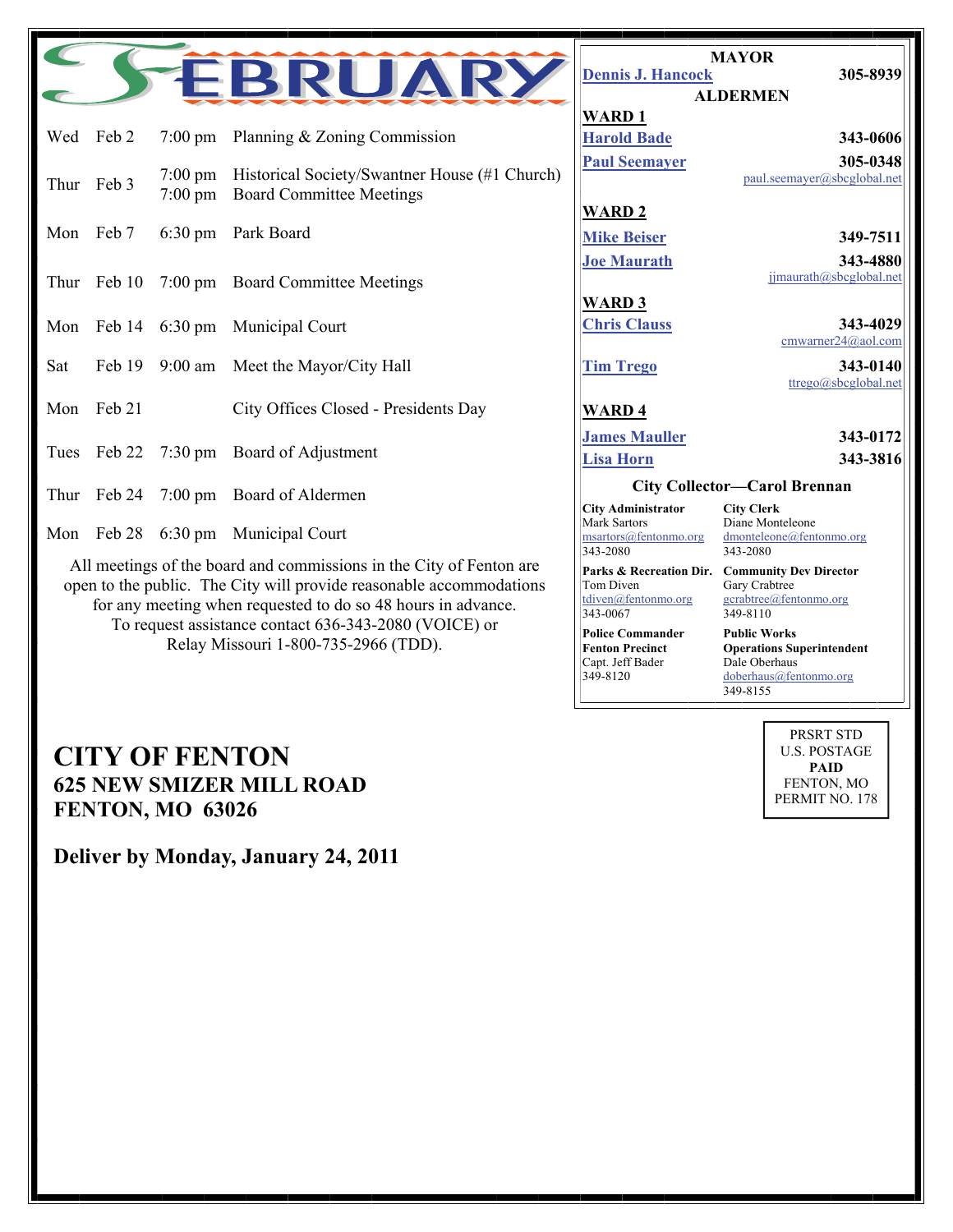# FEBRUARY

| | | | |
|---|---|---|---|
| Wed | Feb 2 | 7:00 pm | Planning & Zoning Commission |
| Thur | Feb 3 | 7:00 pm<br>7:00 pm | Historical Society/Swantner House (#1 Church)<br>Board Committee Meetings |
| Mon | Feb 7 | 6:30 pm | Park Board |
| Thur | Feb 10 | 7:00 pm | Board Committee Meetings |
| Mon | Feb 14 | 6:30 pm | Municipal Court |
| Sat | Feb 19 | 9:00 am | Meet the Mayor/City Hall |
| Mon | Feb 21 | | City Offices Closed - Presidents Day |
| Tues | Feb 22 | 7:30 pm | Board of Adjustment |
| Thur | Feb 24 | 7:00 pm | Board of Aldermen |
| Mon | Feb 28 | 6:30 pm | Municipal Court |

All meetings of the board and commissions in the City of Fenton are open to the public. The City will provide reasonable accommodations for any meeting when requested to do so 48 hours in advance. To request assistance contact 636-343-2080 (VOICE) or Relay Missouri 1-800-735-2966 (TDD).

**MAYOR**

**Dennis J. Hancock** 305-8939

**ALDERMEN**

**WARD 1**

**Harold Bade** 343-0606

**Paul Seemayer** 305-0348
paul.seemayer@sbcglobal.net

**WARD 2**

**Mike Beiser** 349-7511

**Joe Maurath** 343-4880
jjmaurath@sbcglobal.net

**WARD 3**

**Chris Clauss** 343-4029
cmwarner24@aol.com

**Tim Trego** 343-0140
ttrego@sbcglobal.net

**WARD 4**

**James Mauller** 343-0172

**Lisa Horn** 343-3816

**City Collector—Carol Brennan**

**City Administrator**
Mark Sartors
msartors@fentonmo.org
343-2080

**City Clerk**
Diane Monteleone
dmonteleone@fentonmo.org
343-2080

**Parks & Recreation Dir.**
Tom Diven
tdiven@fentonmo.org
343-0067

**Community Dev Director**
Gary Crabtree
gcrabtree@fentonmo.org
349-8110

**Police Commander Fenton Precinct**
Capt. Jeff Bader
349-8120

**Public Works Operations Superintendent**
Dale Oberhaus
doberhaus@fentonmo.org
349-8155

## CITY OF FENTON
## 625 NEW SMIZER MILL ROAD
## FENTON, MO 63026

PRSRT STD
U.S. POSTAGE
**PAID**
FENTON, MO
PERMIT NO. 178

**Deliver by Monday, January 24, 2011**